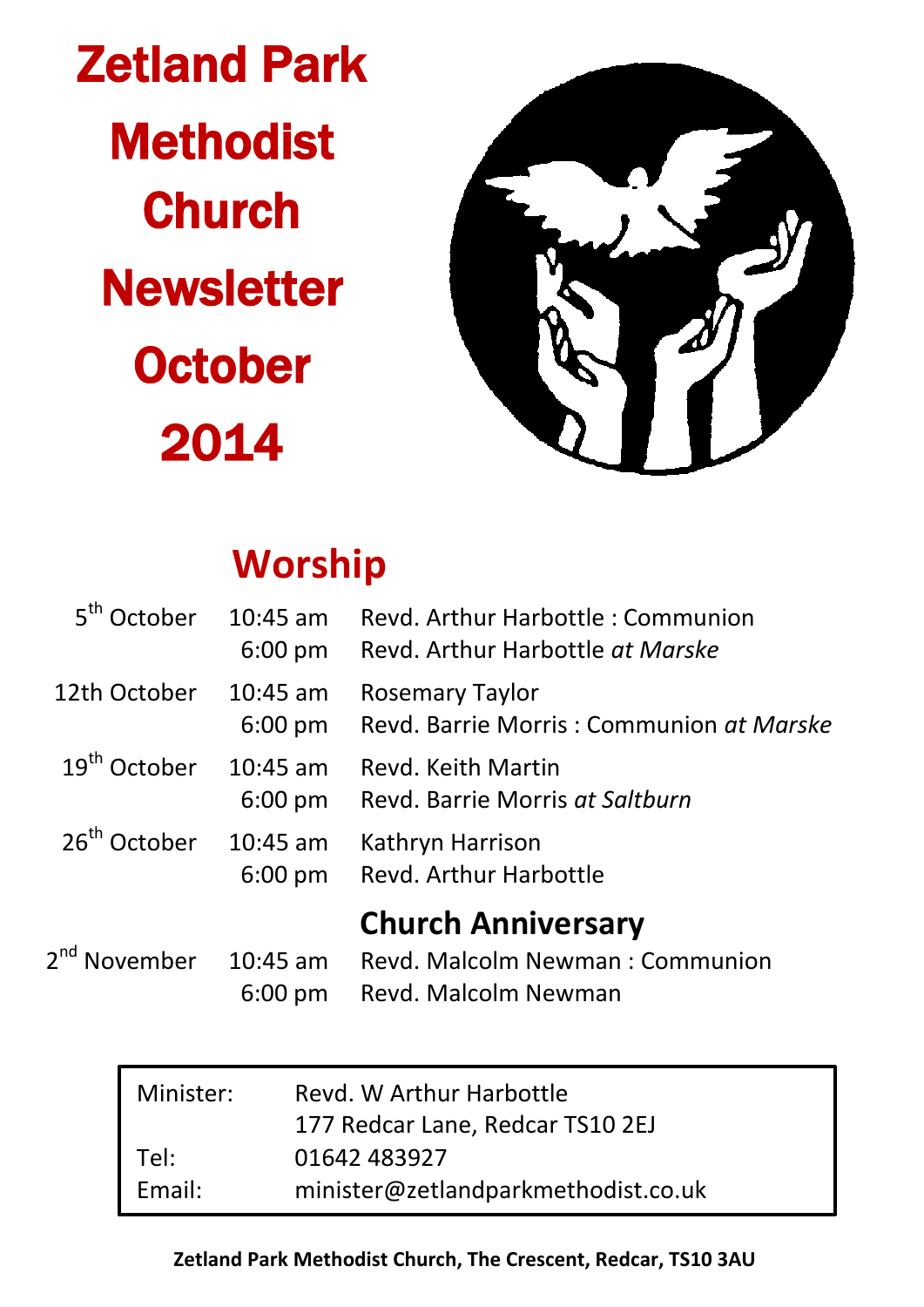# Zetland Park Methodist Church Newsletter October 2014

## Worship

| | | |
|---|---|---|
| 5th October | 10:45 am | Revd. Arthur Harbottle : Communion |
| | 6:00 pm | Revd. Arthur Harbottle *at Marske* |
| 12th October | 10:45 am | Rosemary Taylor |
| | 6:00 pm | Revd. Barrie Morris : Communion *at Marske* |
| 19th October | 10:45 am | Revd. Keith Martin |
| | 6:00 pm | Revd. Barrie Morris *at Saltburn* |
| 26th October | 10:45 am | Kathryn Harrison |
| | 6:00 pm | Revd. Arthur Harbottle |
| | | **Church Anniversary** |
| 2nd November | 10:45 am | Revd. Malcolm Newman : Communion |
| | 6:00 pm | Revd. Malcolm Newman |

| | |
|---|---|
| Minister: | Revd. W Arthur Harbottle |
| | 177 Redcar Lane, Redcar TS10 2EJ |
| Tel: | 01642 483927 |
| Email: | minister@zetlandparkmethodist.co.uk |

**Zetland Park Methodist Church, The Crescent, Redcar, TS10 3AU**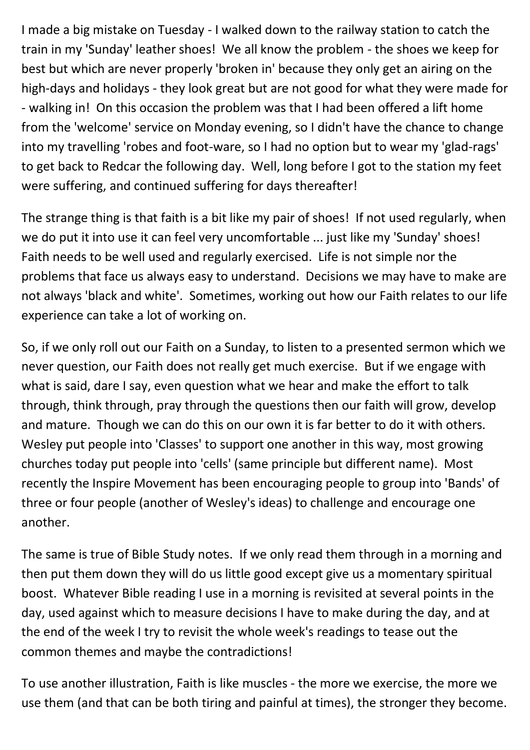I made a big mistake on Tuesday - I walked down to the railway station to catch the train in my 'Sunday' leather shoes! We all know the problem - the shoes we keep for best but which are never properly 'broken in' because they only get an airing on the high-days and holidays - they look great but are not good for what they were made for - walking in! On this occasion the problem was that I had been offered a lift home from the 'welcome' service on Monday evening, so I didn't have the chance to change into my travelling 'robes and foot-ware, so I had no option but to wear my 'glad-rags' to get back to Redcar the following day. Well, long before I got to the station my feet were suffering, and continued suffering for days thereafter!

The strange thing is that faith is a bit like my pair of shoes! If not used regularly, when we do put it into use it can feel very uncomfortable ... just like my 'Sunday' shoes! Faith needs to be well used and regularly exercised. Life is not simple nor the problems that face us always easy to understand. Decisions we may have to make are not always 'black and white'. Sometimes, working out how our Faith relates to our life experience can take a lot of working on.

So, if we only roll out our Faith on a Sunday, to listen to a presented sermon which we never question, our Faith does not really get much exercise. But if we engage with what is said, dare I say, even question what we hear and make the effort to talk through, think through, pray through the questions then our faith will grow, develop and mature. Though we can do this on our own it is far better to do it with others. Wesley put people into 'Classes' to support one another in this way, most growing churches today put people into 'cells' (same principle but different name). Most recently the Inspire Movement has been encouraging people to group into 'Bands' of three or four people (another of Wesley's ideas) to challenge and encourage one another.

The same is true of Bible Study notes. If we only read them through in a morning and then put them down they will do us little good except give us a momentary spiritual boost. Whatever Bible reading I use in a morning is revisited at several points in the day, used against which to measure decisions I have to make during the day, and at the end of the week I try to revisit the whole week's readings to tease out the common themes and maybe the contradictions!

To use another illustration, Faith is like muscles - the more we exercise, the more we use them (and that can be both tiring and painful at times), the stronger they become.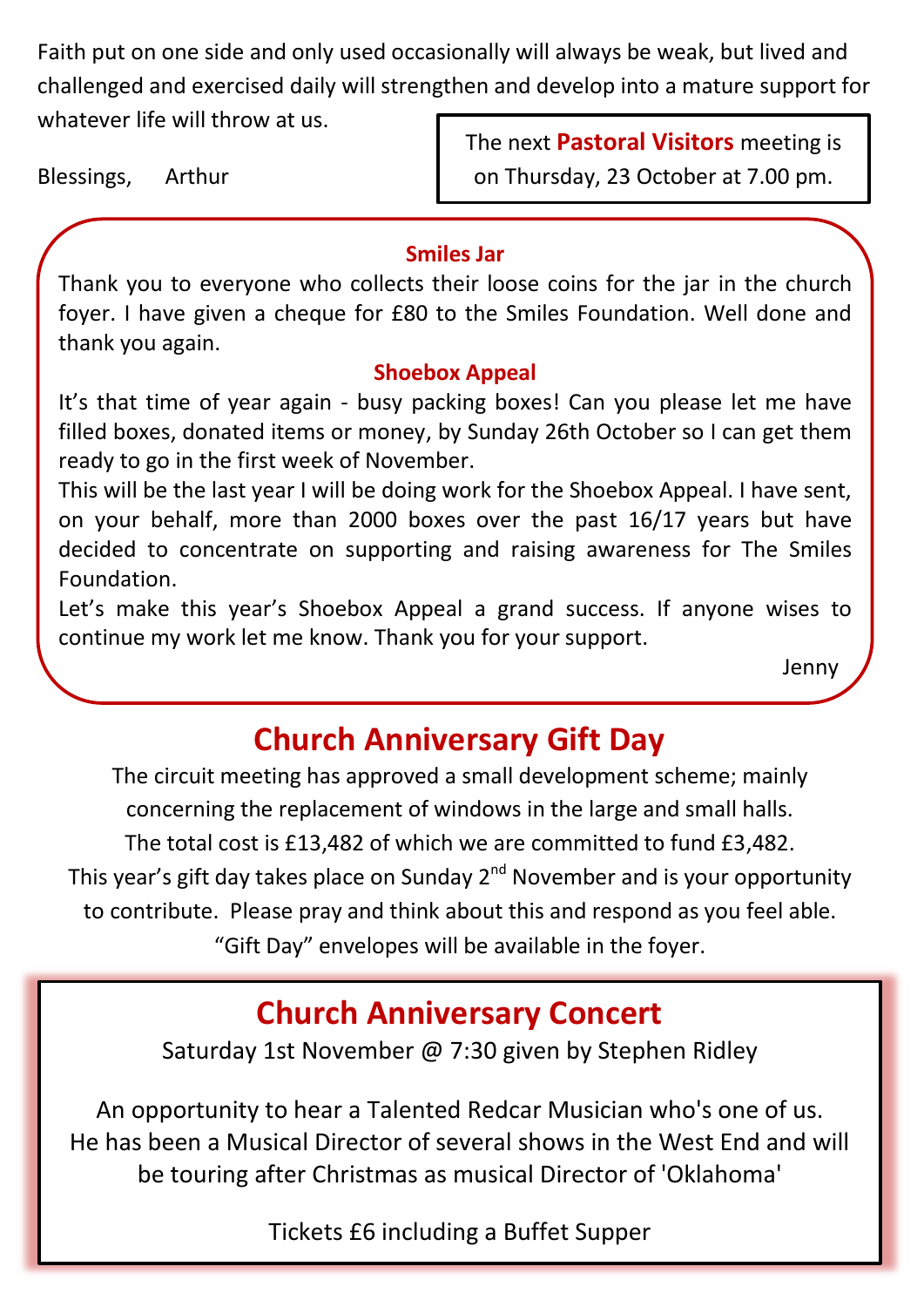Faith put on one side and only used occasionally will always be weak, but lived and challenged and exercised daily will strengthen and develop into a mature support for whatever life will throw at us.

Blessings, Arthur

The next **Pastoral Visitors** meeting is on Thursday, 23 October at 7.00 pm.

### Smiles Jar

Thank you to everyone who collects their loose coins for the jar in the church foyer. I have given a cheque for £80 to the Smiles Foundation. Well done and thank you again.

### Shoebox Appeal

It's that time of year again - busy packing boxes! Can you please let me have filled boxes, donated items or money, by Sunday 26th October so I can get them ready to go in the first week of November.

This will be the last year I will be doing work for the Shoebox Appeal. I have sent, on your behalf, more than 2000 boxes over the past 16/17 years but have decided to concentrate on supporting and raising awareness for The Smiles Foundation.

Let's make this year's Shoebox Appeal a grand success. If anyone wises to continue my work let me know. Thank you for your support.

Jenny

## Church Anniversary Gift Day

The circuit meeting has approved a small development scheme; mainly concerning the replacement of windows in the large and small halls.

The total cost is £13,482 of which we are committed to fund £3,482.

This year's gift day takes place on Sunday 2nd November and is your opportunity to contribute. Please pray and think about this and respond as you feel able.

"Gift Day" envelopes will be available in the foyer.

## Church Anniversary Concert

Saturday 1st November @ 7:30 given by Stephen Ridley

An opportunity to hear a Talented Redcar Musician who's one of us. He has been a Musical Director of several shows in the West End and will be touring after Christmas as musical Director of 'Oklahoma'

Tickets £6 including a Buffet Supper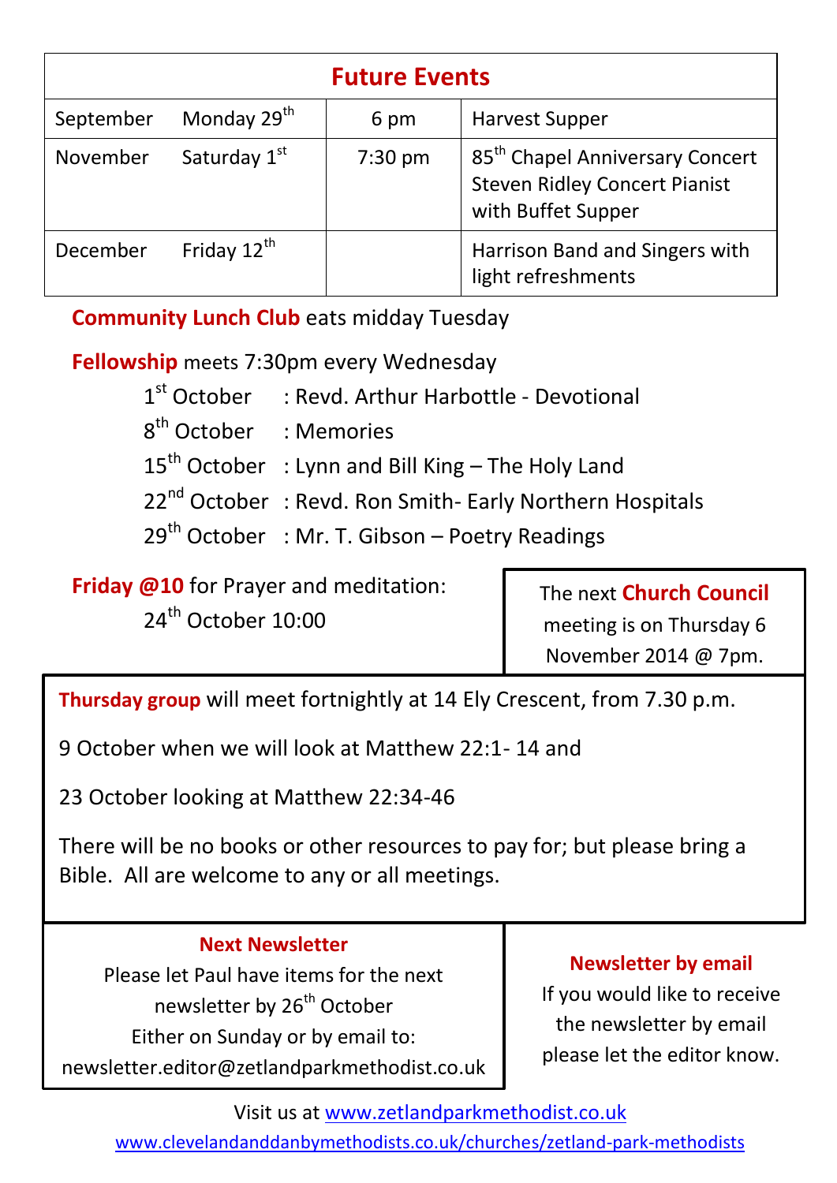## Future Events

| | | | |
|---|---|---|---|
| September | Monday 29th | 6 pm | Harvest Supper |
| November | Saturday 1st | 7:30 pm | 85th Chapel Anniversary Concert Steven Ridley Concert Pianist with Buffet Supper |
| December | Friday 12th | | Harrison Band and Singers with light refreshments |

**Community Lunch Club** eats midday Tuesday

**Fellowship** meets 7:30pm every Wednesday

- 1st October : Revd. Arthur Harbottle - Devotional
- 8th October : Memories
- 15th October : Lynn and Bill King – The Holy Land
- 22nd October : Revd. Ron Smith- Early Northern Hospitals
- 29th October : Mr. T. Gibson – Poetry Readings

**Friday @10** for Prayer and meditation:
24th October 10:00

The next **Church Council** meeting is on Thursday 6 November 2014 @ 7pm.

**Thursday group** will meet fortnightly at 14 Ely Crescent, from 7.30 p.m.

9 October when we will look at Matthew 22:1- 14 and

23 October looking at Matthew 22:34-46

There will be no books or other resources to pay for; but please bring a Bible. All are welcome to any or all meetings.

**Next Newsletter**
Please let Paul have items for the next newsletter by 26th October
Either on Sunday or by email to:
newsletter.editor@zetlandparkmethodist.co.uk

**Newsletter by email**
If you would like to receive the newsletter by email please let the editor know.

Visit us at www.zetlandparkmethodist.co.uk
www.clevelandanddanbymethodists.co.uk/churches/zetland-park-methodists